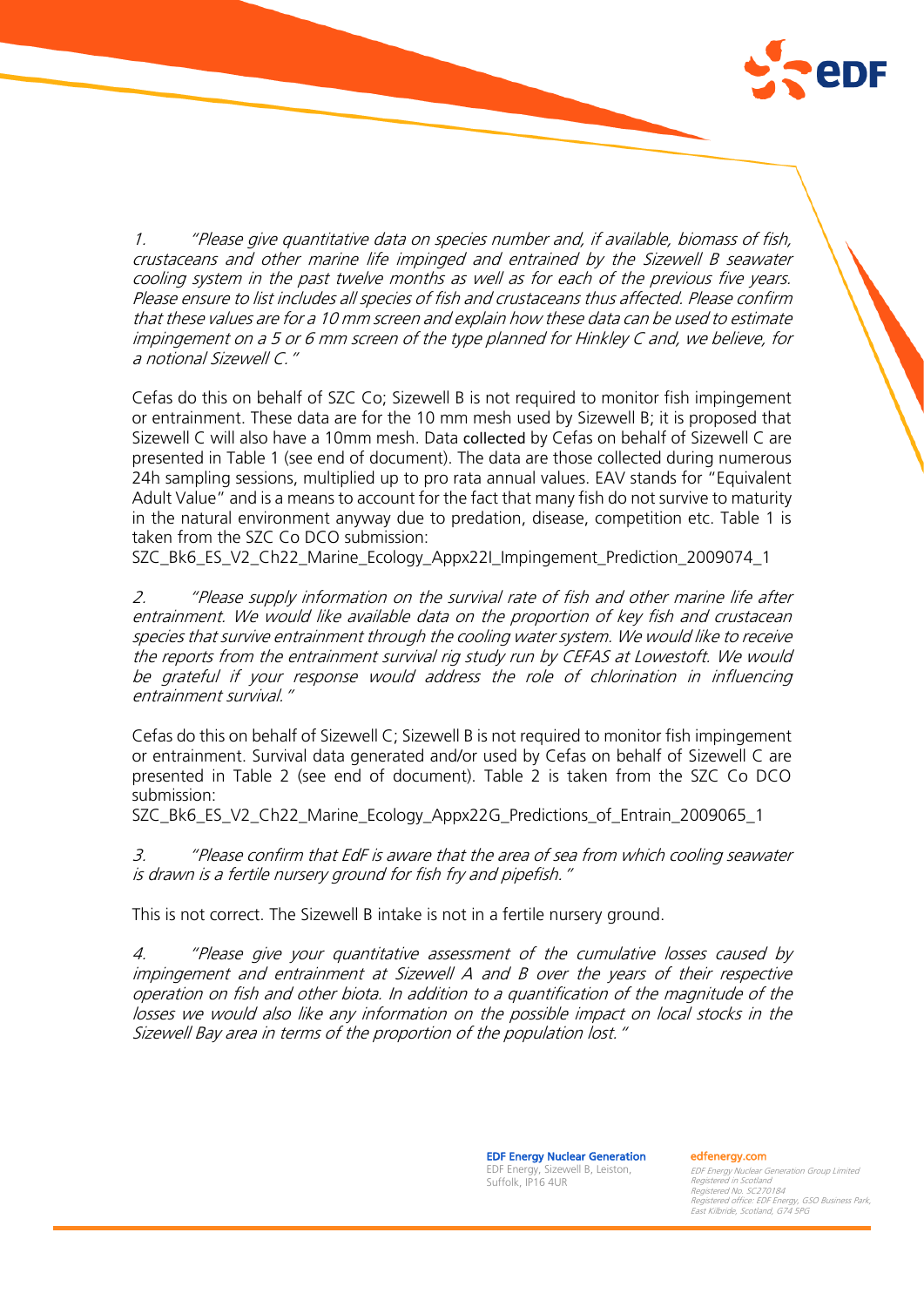1. *"Please give quantitative data on species number and, if available, biomass of fish, crustaceans and other marine life impinged and entrained by the Sizewell B seawater cooling system in the past twelve months as well as for each of the previous five years. Please ensure to list includes all species of fish and crustaceans thus affected. Please confirm that these values are for a 10 mm screen and explain how these data can be used to estimate impingement on a 5 or 6 mm screen of the type planned for Hinkley C and, we believe, for a notional Sizewell C."*

Cefas do this on behalf of SZC Co; Sizewell B is not required to monitor fish impingement or entrainment. These data are for the 10 mm mesh used by Sizewell B; it is proposed that Sizewell C will also have a 10mm mesh. Data collected by Cefas on behalf of Sizewell C are presented in Table 1 (see end of document). The data are those collected during numerous 24h sampling sessions, multiplied up to pro rata annual values. EAV stands for "Equivalent Adult Value" and is a means to account for the fact that many fish do not survive to maturity in the natural environment anyway due to predation, disease, competition etc. Table 1 is taken from the SZC Co DCO submission:
SZC_Bk6_ES_V2_Ch22_Marine_Ecology_Appx22I_Impingement_Prediction_2009074_1

2. *"Please supply information on the survival rate of fish and other marine life after entrainment. We would like available data on the proportion of key fish and crustacean species that survive entrainment through the cooling water system. We would like to receive the reports from the entrainment survival rig study run by CEFAS at Lowestoft. We would be grateful if your response would address the role of chlorination in influencing entrainment survival."*

Cefas do this on behalf of Sizewell C; Sizewell B is not required to monitor fish impingement or entrainment. Survival data generated and/or used by Cefas on behalf of Sizewell C are presented in Table 2 (see end of document). Table 2 is taken from the SZC Co DCO submission:
SZC_Bk6_ES_V2_Ch22_Marine_Ecology_Appx22G_Predictions_of_Entrain_2009065_1

3. *"Please confirm that EdF is aware that the area of sea from which cooling seawater is drawn is a fertile nursery ground for fish fry and pipefish."*

This is not correct. The Sizewell B intake is not in a fertile nursery ground.

4. *"Please give your quantitative assessment of the cumulative losses caused by impingement and entrainment at Sizewell A and B over the years of their respective operation on fish and other biota. In addition to a quantification of the magnitude of the losses we would also like any information on the possible impact on local stocks in the Sizewell Bay area in terms of the proportion of the population lost."*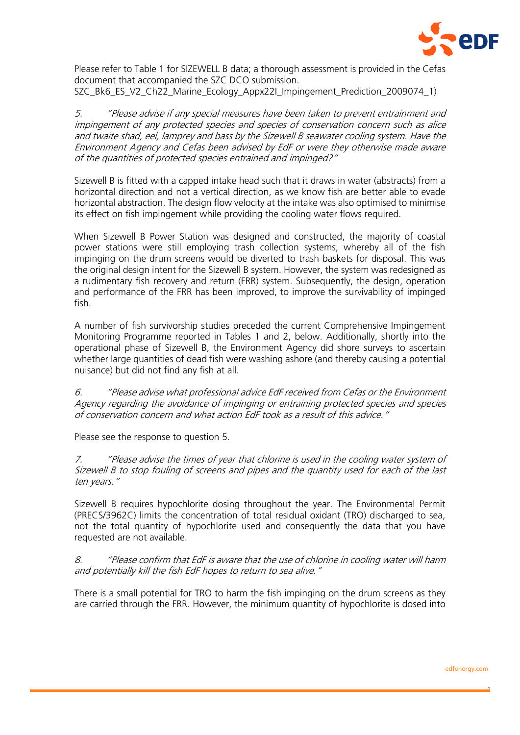Please refer to Table 1 for SIZEWELL B data; a thorough assessment is provided in the Cefas document that accompanied the SZC DCO submission. SZC_Bk6_ES_V2_Ch22_Marine_Ecology_Appx22I_Impingement_Prediction_2009074_1)

5. *"Please advise if any special measures have been taken to prevent entrainment and impingement of any protected species and species of conservation concern such as alice and twaite shad, eel, lamprey and bass by the Sizewell B seawater cooling system. Have the Environment Agency and Cefas been advised by EdF or were they otherwise made aware of the quantities of protected species entrained and impinged?"*

Sizewell B is fitted with a capped intake head such that it draws in water (abstracts) from a horizontal direction and not a vertical direction, as we know fish are better able to evade horizontal abstraction. The design flow velocity at the intake was also optimised to minimise its effect on fish impingement while providing the cooling water flows required.

When Sizewell B Power Station was designed and constructed, the majority of coastal power stations were still employing trash collection systems, whereby all of the fish impinging on the drum screens would be diverted to trash baskets for disposal. This was the original design intent for the Sizewell B system. However, the system was redesigned as a rudimentary fish recovery and return (FRR) system. Subsequently, the design, operation and performance of the FRR has been improved, to improve the survivability of impinged fish.

A number of fish survivorship studies preceded the current Comprehensive Impingement Monitoring Programme reported in Tables 1 and 2, below. Additionally, shortly into the operational phase of Sizewell B, the Environment Agency did shore surveys to ascertain whether large quantities of dead fish were washing ashore (and thereby causing a potential nuisance) but did not find any fish at all.

6. *"Please advise what professional advice EdF received from Cefas or the Environment Agency regarding the avoidance of impinging or entraining protected species and species of conservation concern and what action EdF took as a result of this advice."*

Please see the response to question 5.

7. *"Please advise the times of year that chlorine is used in the cooling water system of Sizewell B to stop fouling of screens and pipes and the quantity used for each of the last ten years."*

Sizewell B requires hypochlorite dosing throughout the year. The Environmental Permit (PRECS/3962C) limits the concentration of total residual oxidant (TRO) discharged to sea, not the total quantity of hypochlorite used and consequently the data that you have requested are not available.

8. *"Please confirm that EdF is aware that the use of chlorine in cooling water will harm and potentially kill the fish EdF hopes to return to sea alive."*

There is a small potential for TRO to harm the fish impinging on the drum screens as they are carried through the FRR. However, the minimum quantity of hypochlorite is dosed into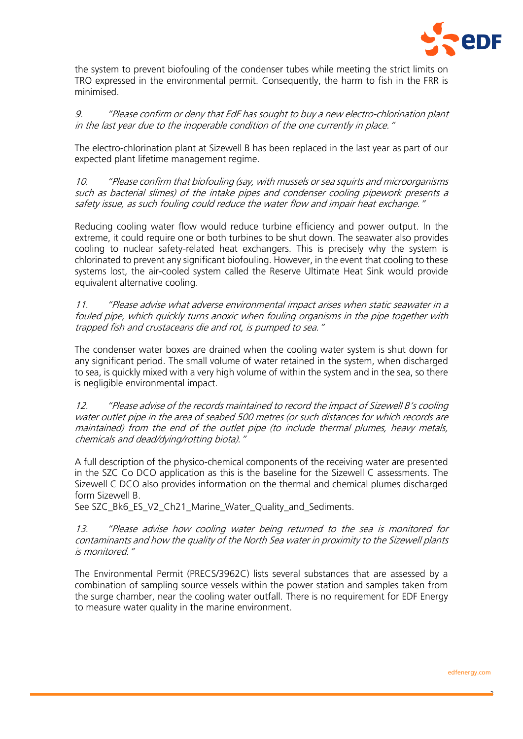the system to prevent biofouling of the condenser tubes while meeting the strict limits on TRO expressed in the environmental permit. Consequently, the harm to fish in the FRR is minimised.

9. *"Please confirm or deny that EdF has sought to buy a new electro-chlorination plant in the last year due to the inoperable condition of the one currently in place."*

The electro-chlorination plant at Sizewell B has been replaced in the last year as part of our expected plant lifetime management regime.

10. *"Please confirm that biofouling (say, with mussels or sea squirts and microorganisms such as bacterial slimes) of the intake pipes and condenser cooling pipework presents a safety issue, as such fouling could reduce the water flow and impair heat exchange."*

Reducing cooling water flow would reduce turbine efficiency and power output. In the extreme, it could require one or both turbines to be shut down. The seawater also provides cooling to nuclear safety-related heat exchangers. This is precisely why the system is chlorinated to prevent any significant biofouling. However, in the event that cooling to these systems lost, the air-cooled system called the Reserve Ultimate Heat Sink would provide equivalent alternative cooling.

11. *"Please advise what adverse environmental impact arises when static seawater in a fouled pipe, which quickly turns anoxic when fouling organisms in the pipe together with trapped fish and crustaceans die and rot, is pumped to sea."*

The condenser water boxes are drained when the cooling water system is shut down for any significant period. The small volume of water retained in the system, when discharged to sea, is quickly mixed with a very high volume of within the system and in the sea, so there is negligible environmental impact.

12. *"Please advise of the records maintained to record the impact of Sizewell B's cooling water outlet pipe in the area of seabed 500 metres (or such distances for which records are maintained) from the end of the outlet pipe (to include thermal plumes, heavy metals, chemicals and dead/dying/rotting biota)."*

A full description of the physico-chemical components of the receiving water are presented in the SZC Co DCO application as this is the baseline for the Sizewell C assessments. The Sizewell C DCO also provides information on the thermal and chemical plumes discharged form Sizewell B.
See SZC_Bk6_ES_V2_Ch21_Marine_Water_Quality_and_Sediments.

13. *"Please advise how cooling water being returned to the sea is monitored for contaminants and how the quality of the North Sea water in proximity to the Sizewell plants is monitored."*

The Environmental Permit (PRECS/3962C) lists several substances that are assessed by a combination of sampling source vessels within the power station and samples taken from the surge chamber, near the cooling water outfall. There is no requirement for EDF Energy to measure water quality in the marine environment.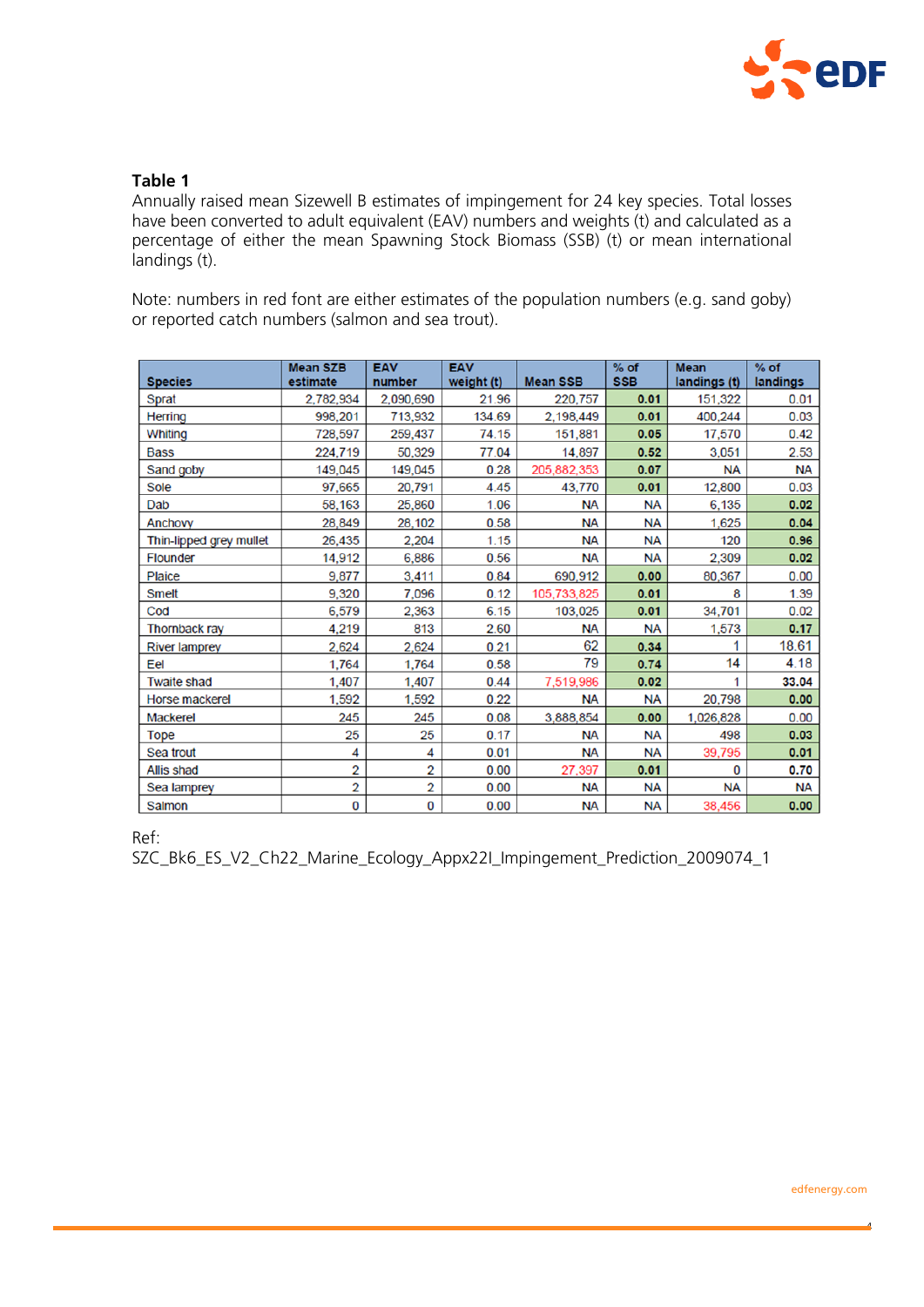**Table 1**
Annually raised mean Sizewell B estimates of impingement for 24 key species. Total losses have been converted to adult equivalent (EAV) numbers and weights (t) and calculated as a percentage of either the mean Spawning Stock Biomass (SSB) (t) or mean international landings (t).

Note: numbers in red font are either estimates of the population numbers (e.g. sand goby) or reported catch numbers (salmon and sea trout).

| Species | Mean SZB estimate | EAV number | EAV weight (t) | Mean SSB | % of SSB | Mean landings (t) | % of landings |
|---|---|---|---|---|---|---|---|
| Sprat | 2,782,934 | 2,090,690 | 21.96 | 220,757 | 0.01 | 151,322 | 0.01 |
| Herring | 998,201 | 713,932 | 134.69 | 2,198,449 | 0.01 | 400,244 | 0.03 |
| Whiting | 728,597 | 259,437 | 74.15 | 151,881 | 0.05 | 17,570 | 0.42 |
| Bass | 224,719 | 50,329 | 77.04 | 14,897 | 0.52 | 3,051 | 2.53 |
| Sand goby | 149,045 | 149,045 | 0.28 | 205,882,353 | 0.07 | NA | NA |
| Sole | 97,665 | 20,791 | 4.45 | 43,770 | 0.01 | 12,800 | 0.03 |
| Dab | 58,163 | 25,860 | 1.06 | NA | NA | 6,135 | 0.02 |
| Anchovy | 28,849 | 28,102 | 0.58 | NA | NA | 1,625 | 0.04 |
| Thin-lipped grey mullet | 26,435 | 2,204 | 1.15 | NA | NA | 120 | 0.96 |
| Flounder | 14,912 | 6,886 | 0.56 | NA | NA | 2,309 | 0.02 |
| Plaice | 9,877 | 3,411 | 0.84 | 690,912 | 0.00 | 80,367 | 0.00 |
| Smelt | 9,320 | 7,096 | 0.12 | 105,733,825 | 0.01 | 8 | 1.39 |
| Cod | 6,579 | 2,363 | 6.15 | 103,025 | 0.01 | 34,701 | 0.02 |
| Thornback ray | 4,219 | 813 | 2.60 | NA | NA | 1,573 | 0.17 |
| River lamprey | 2,624 | 2,624 | 0.21 | 62 | 0.34 | 1 | 18.61 |
| Eel | 1,764 | 1,764 | 0.58 | 79 | 0.74 | 14 | 4.18 |
| Twaite shad | 1,407 | 1,407 | 0.44 | 7,519,986 | 0.02 | 1 | 33.04 |
| Horse mackerel | 1,592 | 1,592 | 0.22 | NA | NA | 20,798 | 0.00 |
| Mackerel | 245 | 245 | 0.08 | 3,888,854 | 0.00 | 1,026,828 | 0.00 |
| Tope | 25 | 25 | 0.17 | NA | NA | 498 | 0.03 |
| Sea trout | 4 | 4 | 0.01 | NA | NA | 39,795 | 0.01 |
| Allis shad | 2 | 2 | 0.00 | 27,397 | 0.01 | 0 | 0.70 |
| Sea lamprey | 2 | 2 | 0.00 | NA | NA | NA | NA |
| Salmon | 0 | 0 | 0.00 | NA | NA | 38,456 | 0.00 |

Ref:
SZC_Bk6_ES_V2_Ch22_Marine_Ecology_Appx22I_Impingement_Prediction_2009074_1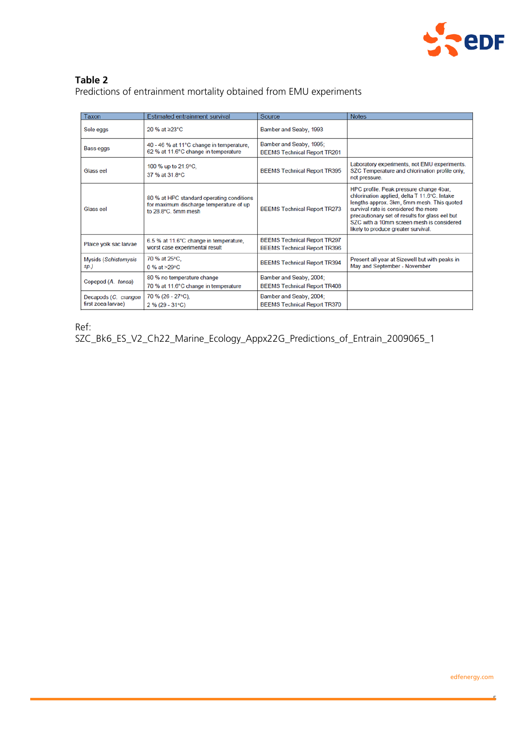**Table 2**

Predictions of entrainment mortality obtained from EMU experiments

| Taxon | Estimated entrainment survival | Source | Notes |
|---|---|---|---|
| Sole eggs | 20 % at ≥23°C | Bamber and Seaby, 1993 | |
| Bass eggs | 40 - 46 % at 11°C change in temperature, 62 % at 11.6°C change in temperature | Bamber and Seaby, 1995; BEEMS Technical Report TR261 | |
| Glass eel | 100 % up to 21.9°C, 37 % at 31.8°C | BEEMS Technical Report TR395 | Laboratory experiments, not EMU experiments. SZC Temperature and chlorination profile only, not pressure. |
| Glass eel | 80 % at HPC standard operating conditions for maximum discharge temperature of up to 28.8°C. 5mm mesh | BEEMS Technical Report TR273 | HPC profile. Peak pressure change 4bar, chlorination applied, delta T 11.6°C. Intake lengths approx. 3km, 5mm mesh. This quoted survival rate is considered the more precautionary set of results for glass eel but SZC with a 10mm screen mesh is considered likely to produce greater survival. |
| Plaice yolk sac larvae | 6.5 % at 11.6°C change in temperature, worst case experimental result | BEEMS Technical Report TR297 BEEMS Technical Report TR396 | |
| Mysids (*Schistomysis sp.*) | 70 % at 25°C, 0 % at >29°C | BEEMS Technical Report TR394 | Present all year at Sizewell but with peaks in May and September - November |
| Copepod (*A. tonsa*) | 80 % no temperature change 70 % at 11.6°C change in temperature | Bamber and Seaby, 2004; BEEMS Technical Report TR408 | |
| Decapods (*C. crangon* first zoea larvae) | 70 % (26 - 27°C), 2 % (29 - 31°C) | Bamber and Seaby, 2004; BEEMS Technical Report TR370 | |

Ref:
SZC_Bk6_ES_V2_Ch22_Marine_Ecology_Appx22G_Predictions_of_Entrain_2009065_1